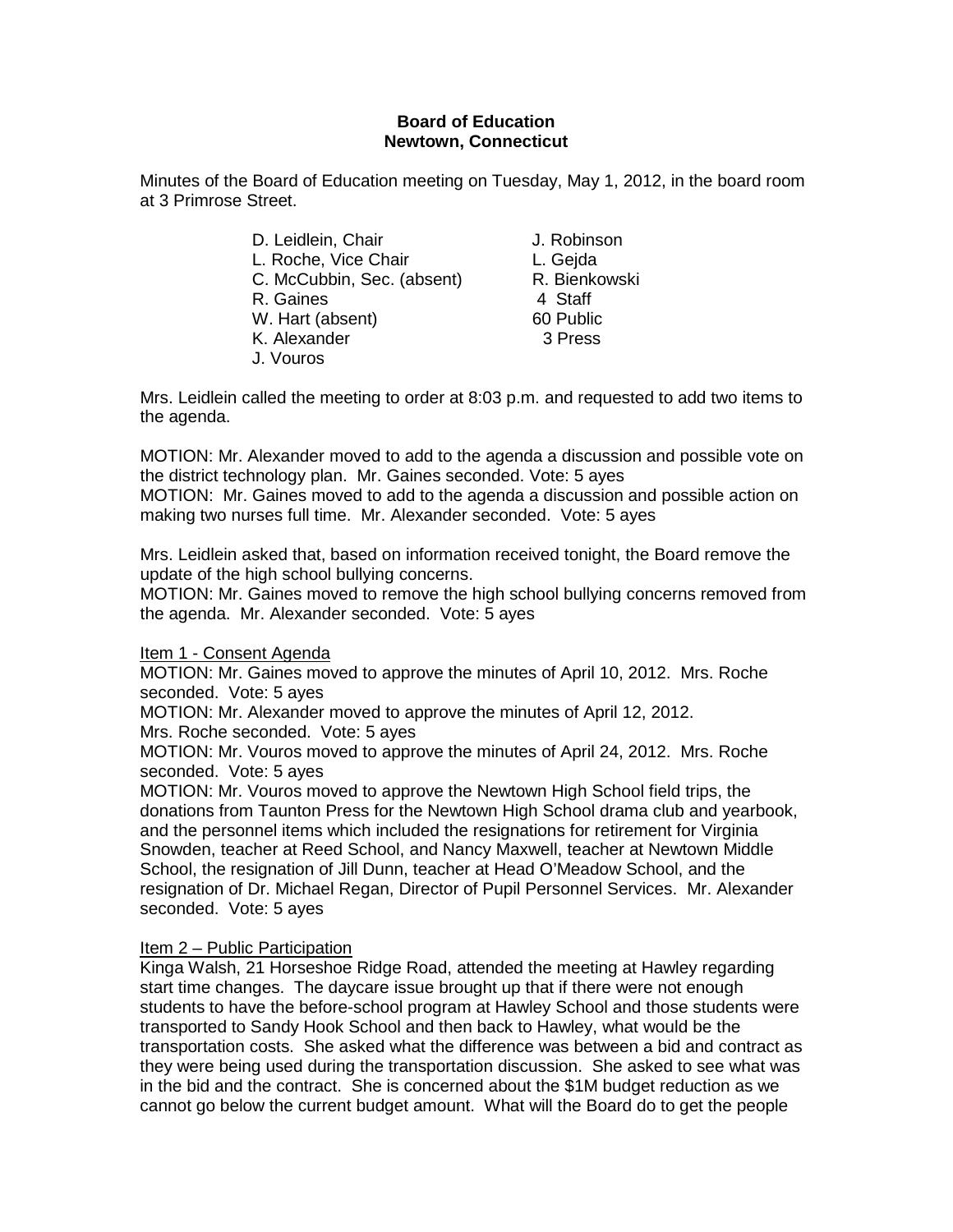**Board of Education**
**Newtown, Connecticut**

Minutes of the Board of Education meeting on Tuesday, May 1, 2012, in the board room at 3 Primrose Street.

| | |
|---|---|
| D. Leidlein, Chair | J. Robinson |
| L. Roche, Vice Chair | L. Gejda |
| C. McCubbin, Sec. (absent) | R. Bienkowski |
| R. Gaines | 4 Staff |
| W. Hart (absent) | 60 Public |
| K. Alexander | 3 Press |
| J. Vouros | |

Mrs. Leidlein called the meeting to order at 8:03 p.m. and requested to add two items to the agenda.

MOTION: Mr. Alexander moved to add to the agenda a discussion and possible vote on the district technology plan. Mr. Gaines seconded. Vote: 5 ayes
MOTION: Mr. Gaines moved to add to the agenda a discussion and possible action on making two nurses full time. Mr. Alexander seconded. Vote: 5 ayes

Mrs. Leidlein asked that, based on information received tonight, the Board remove the update of the high school bullying concerns.
MOTION: Mr. Gaines moved to remove the high school bullying concerns removed from the agenda. Mr. Alexander seconded. Vote: 5 ayes

Item 1 - Consent Agenda
MOTION: Mr. Gaines moved to approve the minutes of April 10, 2012. Mrs. Roche seconded. Vote: 5 ayes
MOTION: Mr. Alexander moved to approve the minutes of April 12, 2012. Mrs. Roche seconded. Vote: 5 ayes
MOTION: Mr. Vouros moved to approve the minutes of April 24, 2012. Mrs. Roche seconded. Vote: 5 ayes
MOTION: Mr. Vouros moved to approve the Newtown High School field trips, the donations from Taunton Press for the Newtown High School drama club and yearbook, and the personnel items which included the resignations for retirement for Virginia Snowden, teacher at Reed School, and Nancy Maxwell, teacher at Newtown Middle School, the resignation of Jill Dunn, teacher at Head O'Meadow School, and the resignation of Dr. Michael Regan, Director of Pupil Personnel Services. Mr. Alexander seconded. Vote: 5 ayes

Item 2 – Public Participation
Kinga Walsh, 21 Horseshoe Ridge Road, attended the meeting at Hawley regarding start time changes. The daycare issue brought up that if there were not enough students to have the before-school program at Hawley School and those students were transported to Sandy Hook School and then back to Hawley, what would be the transportation costs. She asked what the difference was between a bid and contract as they were being used during the transportation discussion. She asked to see what was in the bid and the contract. She is concerned about the $1M budget reduction as we cannot go below the current budget amount. What will the Board do to get the people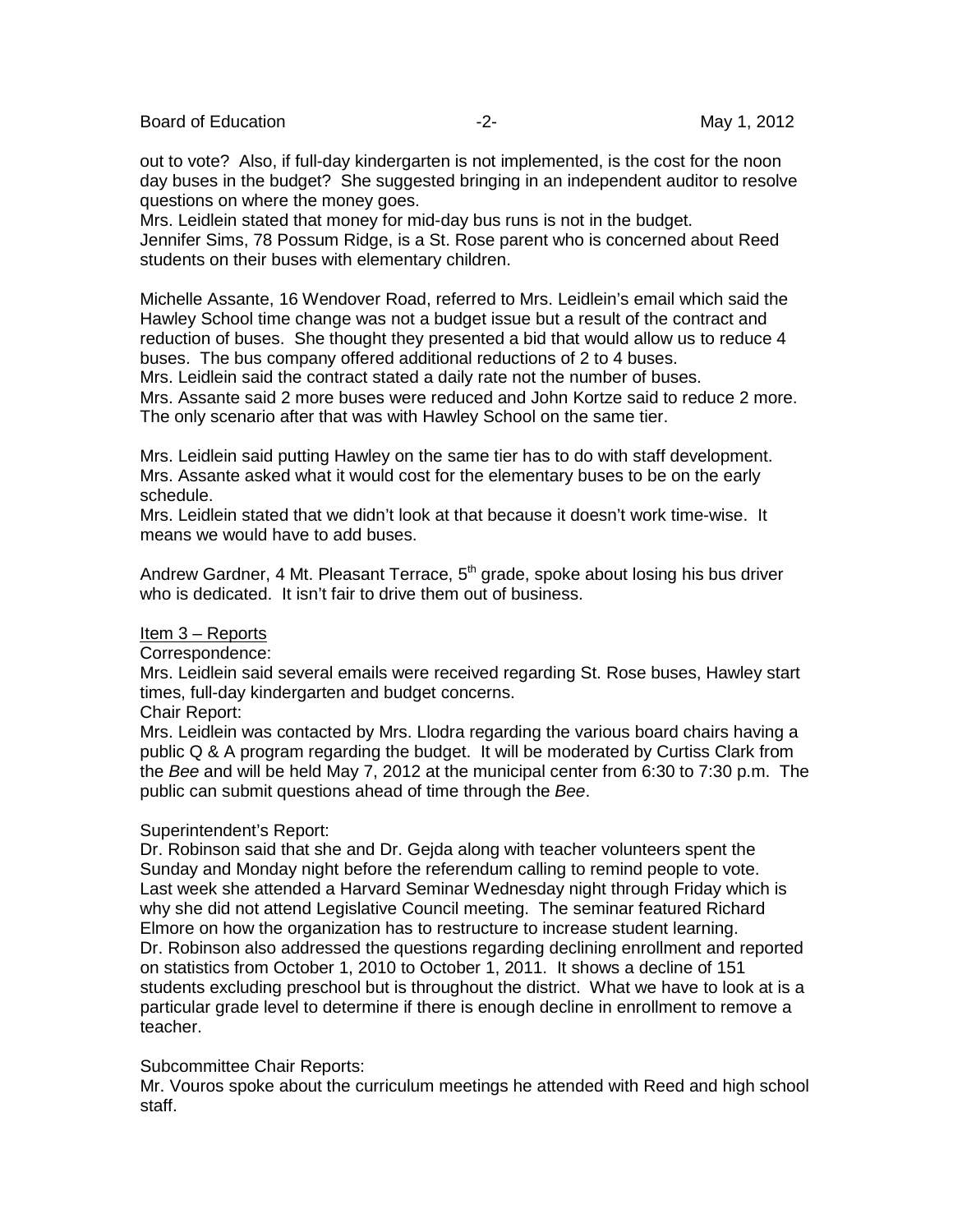out to vote? Also, if full-day kindergarten is not implemented, is the cost for the noon day buses in the budget? She suggested bringing in an independent auditor to resolve questions on where the money goes.
Mrs. Leidlein stated that money for mid-day bus runs is not in the budget.
Jennifer Sims, 78 Possum Ridge, is a St. Rose parent who is concerned about Reed students on their buses with elementary children.

Michelle Assante, 16 Wendover Road, referred to Mrs. Leidlein's email which said the Hawley School time change was not a budget issue but a result of the contract and reduction of buses. She thought they presented a bid that would allow us to reduce 4 buses. The bus company offered additional reductions of 2 to 4 buses.
Mrs. Leidlein said the contract stated a daily rate not the number of buses.
Mrs. Assante said 2 more buses were reduced and John Kortze said to reduce 2 more. The only scenario after that was with Hawley School on the same tier.

Mrs. Leidlein said putting Hawley on the same tier has to do with staff development.
Mrs. Assante asked what it would cost for the elementary buses to be on the early schedule.
Mrs. Leidlein stated that we didn't look at that because it doesn't work time-wise. It means we would have to add buses.

Andrew Gardner, 4 Mt. Pleasant Terrace, 5th grade, spoke about losing his bus driver who is dedicated. It isn't fair to drive them out of business.

Item 3 – Reports

Correspondence:
Mrs. Leidlein said several emails were received regarding St. Rose buses, Hawley start times, full-day kindergarten and budget concerns.

Chair Report:
Mrs. Leidlein was contacted by Mrs. Llodra regarding the various board chairs having a public Q & A program regarding the budget. It will be moderated by Curtiss Clark from the *Bee* and will be held May 7, 2012 at the municipal center from 6:30 to 7:30 p.m. The public can submit questions ahead of time through the *Bee*.

Superintendent's Report:
Dr. Robinson said that she and Dr. Gejda along with teacher volunteers spent the Sunday and Monday night before the referendum calling to remind people to vote. Last week she attended a Harvard Seminar Wednesday night through Friday which is why she did not attend Legislative Council meeting. The seminar featured Richard Elmore on how the organization has to restructure to increase student learning.
Dr. Robinson also addressed the questions regarding declining enrollment and reported on statistics from October 1, 2010 to October 1, 2011. It shows a decline of 151 students excluding preschool but is throughout the district. What we have to look at is a particular grade level to determine if there is enough decline in enrollment to remove a teacher.

Subcommittee Chair Reports:
Mr. Vouros spoke about the curriculum meetings he attended with Reed and high school staff.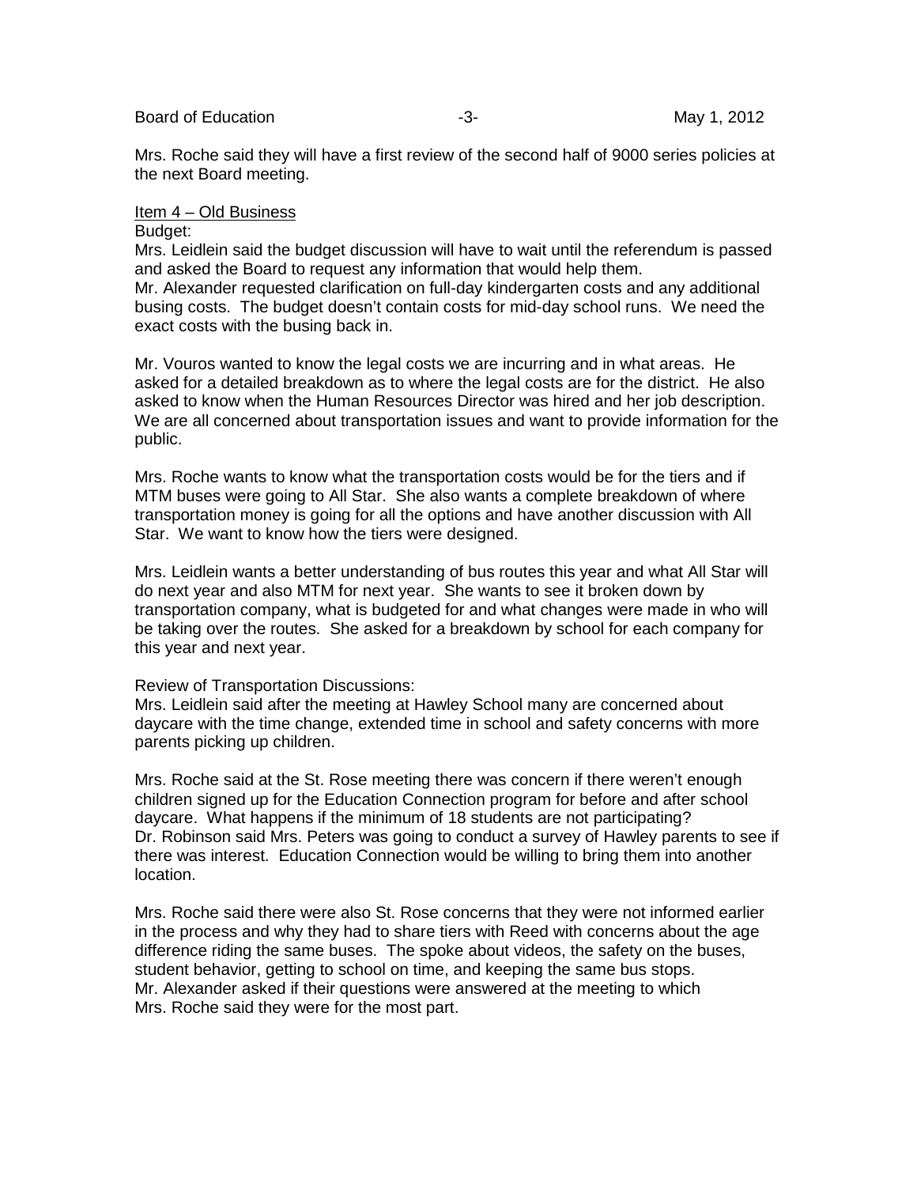Mrs. Roche said they will have a first review of the second half of 9000 series policies at the next Board meeting.

Item 4 – Old Business

Budget:

Mrs. Leidlein said the budget discussion will have to wait until the referendum is passed and asked the Board to request any information that would help them.

Mr. Alexander requested clarification on full-day kindergarten costs and any additional busing costs. The budget doesn't contain costs for mid-day school runs. We need the exact costs with the busing back in.

Mr. Vouros wanted to know the legal costs we are incurring and in what areas. He asked for a detailed breakdown as to where the legal costs are for the district. He also asked to know when the Human Resources Director was hired and her job description. We are all concerned about transportation issues and want to provide information for the public.

Mrs. Roche wants to know what the transportation costs would be for the tiers and if MTM buses were going to All Star. She also wants a complete breakdown of where transportation money is going for all the options and have another discussion with All Star. We want to know how the tiers were designed.

Mrs. Leidlein wants a better understanding of bus routes this year and what All Star will do next year and also MTM for next year. She wants to see it broken down by transportation company, what is budgeted for and what changes were made in who will be taking over the routes. She asked for a breakdown by school for each company for this year and next year.

Review of Transportation Discussions:

Mrs. Leidlein said after the meeting at Hawley School many are concerned about daycare with the time change, extended time in school and safety concerns with more parents picking up children.

Mrs. Roche said at the St. Rose meeting there was concern if there weren't enough children signed up for the Education Connection program for before and after school daycare. What happens if the minimum of 18 students are not participating?

Dr. Robinson said Mrs. Peters was going to conduct a survey of Hawley parents to see if there was interest. Education Connection would be willing to bring them into another location.

Mrs. Roche said there were also St. Rose concerns that they were not informed earlier in the process and why they had to share tiers with Reed with concerns about the age difference riding the same buses. The spoke about videos, the safety on the buses, student behavior, getting to school on time, and keeping the same bus stops.

Mr. Alexander asked if their questions were answered at the meeting to which Mrs. Roche said they were for the most part.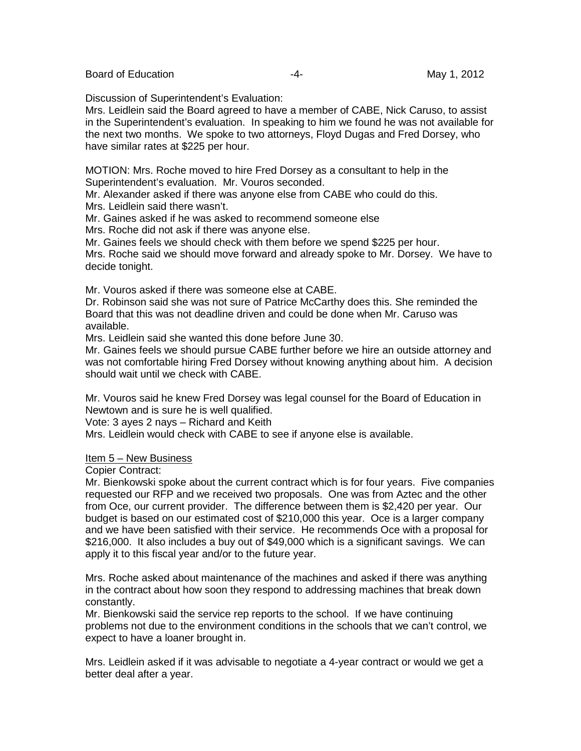Discussion of Superintendent's Evaluation:
Mrs. Leidlein said the Board agreed to have a member of CABE, Nick Caruso, to assist in the Superintendent's evaluation. In speaking to him we found he was not available for the next two months. We spoke to two attorneys, Floyd Dugas and Fred Dorsey, who have similar rates at $225 per hour.

MOTION: Mrs. Roche moved to hire Fred Dorsey as a consultant to help in the Superintendent's evaluation. Mr. Vouros seconded.
Mr. Alexander asked if there was anyone else from CABE who could do this.
Mrs. Leidlein said there wasn't.
Mr. Gaines asked if he was asked to recommend someone else
Mrs. Roche did not ask if there was anyone else.
Mr. Gaines feels we should check with them before we spend $225 per hour.
Mrs. Roche said we should move forward and already spoke to Mr. Dorsey. We have to decide tonight.

Mr. Vouros asked if there was someone else at CABE.
Dr. Robinson said she was not sure of Patrice McCarthy does this. She reminded the Board that this was not deadline driven and could be done when Mr. Caruso was available.
Mrs. Leidlein said she wanted this done before June 30.
Mr. Gaines feels we should pursue CABE further before we hire an outside attorney and was not comfortable hiring Fred Dorsey without knowing anything about him. A decision should wait until we check with CABE.

Mr. Vouros said he knew Fred Dorsey was legal counsel for the Board of Education in Newtown and is sure he is well qualified.
Vote: 3 ayes 2 nays – Richard and Keith
Mrs. Leidlein would check with CABE to see if anyone else is available.

Item 5 – New Business

Copier Contract:
Mr. Bienkowski spoke about the current contract which is for four years. Five companies requested our RFP and we received two proposals. One was from Aztec and the other from Oce, our current provider. The difference between them is $2,420 per year. Our budget is based on our estimated cost of $210,000 this year. Oce is a larger company and we have been satisfied with their service. He recommends Oce with a proposal for $216,000. It also includes a buy out of $49,000 which is a significant savings. We can apply it to this fiscal year and/or to the future year.

Mrs. Roche asked about maintenance of the machines and asked if there was anything in the contract about how soon they respond to addressing machines that break down constantly.
Mr. Bienkowski said the service rep reports to the school. If we have continuing problems not due to the environment conditions in the schools that we can't control, we expect to have a loaner brought in.

Mrs. Leidlein asked if it was advisable to negotiate a 4-year contract or would we get a better deal after a year.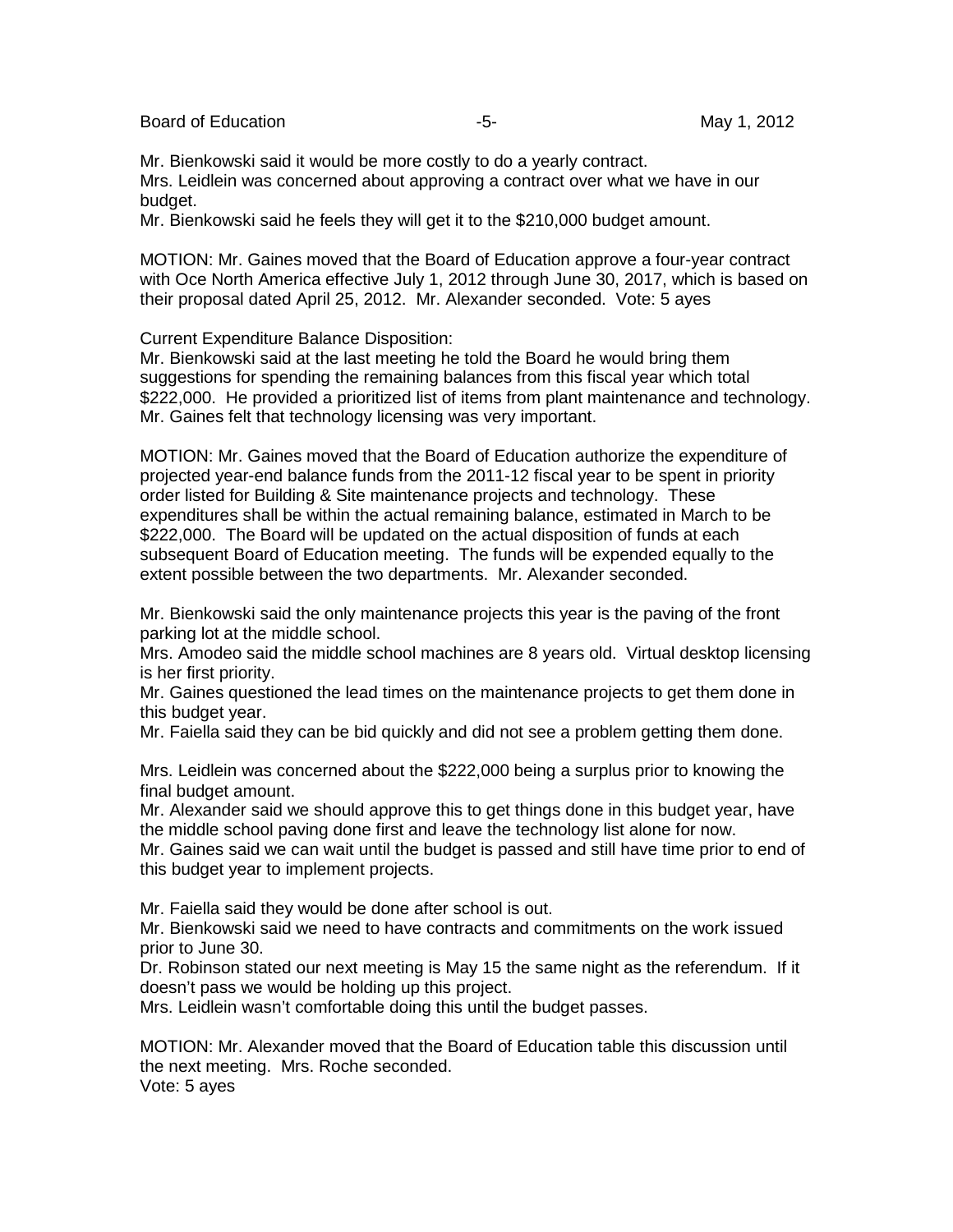Mr. Bienkowski said it would be more costly to do a yearly contract.
Mrs. Leidlein was concerned about approving a contract over what we have in our budget.
Mr. Bienkowski said he feels they will get it to the $210,000 budget amount.

MOTION: Mr. Gaines moved that the Board of Education approve a four-year contract with Oce North America effective July 1, 2012 through June 30, 2017, which is based on their proposal dated April 25, 2012. Mr. Alexander seconded. Vote: 5 ayes

Current Expenditure Balance Disposition:
Mr. Bienkowski said at the last meeting he told the Board he would bring them suggestions for spending the remaining balances from this fiscal year which total $222,000. He provided a prioritized list of items from plant maintenance and technology.
Mr. Gaines felt that technology licensing was very important.

MOTION: Mr. Gaines moved that the Board of Education authorize the expenditure of projected year-end balance funds from the 2011-12 fiscal year to be spent in priority order listed for Building & Site maintenance projects and technology. These expenditures shall be within the actual remaining balance, estimated in March to be $222,000. The Board will be updated on the actual disposition of funds at each subsequent Board of Education meeting. The funds will be expended equally to the extent possible between the two departments. Mr. Alexander seconded.

Mr. Bienkowski said the only maintenance projects this year is the paving of the front parking lot at the middle school.
Mrs. Amodeo said the middle school machines are 8 years old. Virtual desktop licensing is her first priority.
Mr. Gaines questioned the lead times on the maintenance projects to get them done in this budget year.
Mr. Faiella said they can be bid quickly and did not see a problem getting them done.

Mrs. Leidlein was concerned about the $222,000 being a surplus prior to knowing the final budget amount.
Mr. Alexander said we should approve this to get things done in this budget year, have the middle school paving done first and leave the technology list alone for now.
Mr. Gaines said we can wait until the budget is passed and still have time prior to end of this budget year to implement projects.

Mr. Faiella said they would be done after school is out.
Mr. Bienkowski said we need to have contracts and commitments on the work issued prior to June 30.
Dr. Robinson stated our next meeting is May 15 the same night as the referendum. If it doesn't pass we would be holding up this project.
Mrs. Leidlein wasn't comfortable doing this until the budget passes.

MOTION: Mr. Alexander moved that the Board of Education table this discussion until the next meeting. Mrs. Roche seconded.
Vote: 5 ayes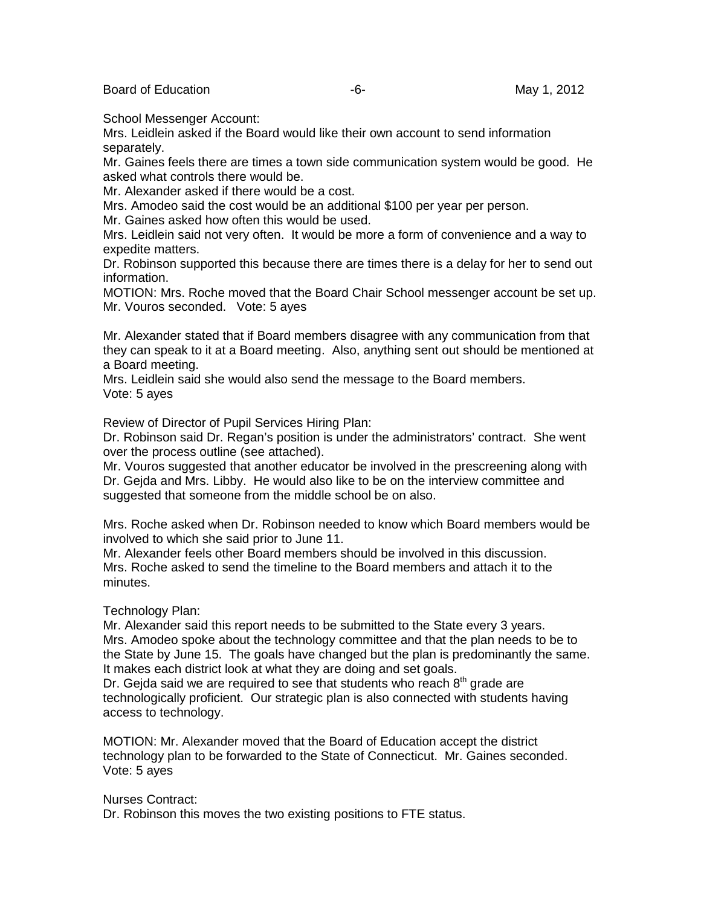School Messenger Account:

Mrs. Leidlein asked if the Board would like their own account to send information separately.

Mr. Gaines feels there are times a town side communication system would be good. He asked what controls there would be.

Mr. Alexander asked if there would be a cost.

Mrs. Amodeo said the cost would be an additional $100 per year per person.

Mr. Gaines asked how often this would be used.

Mrs. Leidlein said not very often. It would be more a form of convenience and a way to expedite matters.

Dr. Robinson supported this because there are times there is a delay for her to send out information.

MOTION: Mrs. Roche moved that the Board Chair School messenger account be set up. Mr. Vouros seconded. Vote: 5 ayes

Mr. Alexander stated that if Board members disagree with any communication from that they can speak to it at a Board meeting. Also, anything sent out should be mentioned at a Board meeting.

Mrs. Leidlein said she would also send the message to the Board members.

Vote: 5 ayes

Review of Director of Pupil Services Hiring Plan:

Dr. Robinson said Dr. Regan's position is under the administrators' contract. She went over the process outline (see attached).

Mr. Vouros suggested that another educator be involved in the prescreening along with Dr. Gejda and Mrs. Libby. He would also like to be on the interview committee and suggested that someone from the middle school be on also.

Mrs. Roche asked when Dr. Robinson needed to know which Board members would be involved to which she said prior to June 11.

Mr. Alexander feels other Board members should be involved in this discussion.

Mrs. Roche asked to send the timeline to the Board members and attach it to the minutes.

Technology Plan:

Mr. Alexander said this report needs to be submitted to the State every 3 years.

Mrs. Amodeo spoke about the technology committee and that the plan needs to be to the State by June 15. The goals have changed but the plan is predominantly the same. It makes each district look at what they are doing and set goals.

Dr. Gejda said we are required to see that students who reach 8th grade are technologically proficient. Our strategic plan is also connected with students having access to technology.

MOTION: Mr. Alexander moved that the Board of Education accept the district technology plan to be forwarded to the State of Connecticut. Mr. Gaines seconded. Vote: 5 ayes

Nurses Contract:

Dr. Robinson this moves the two existing positions to FTE status.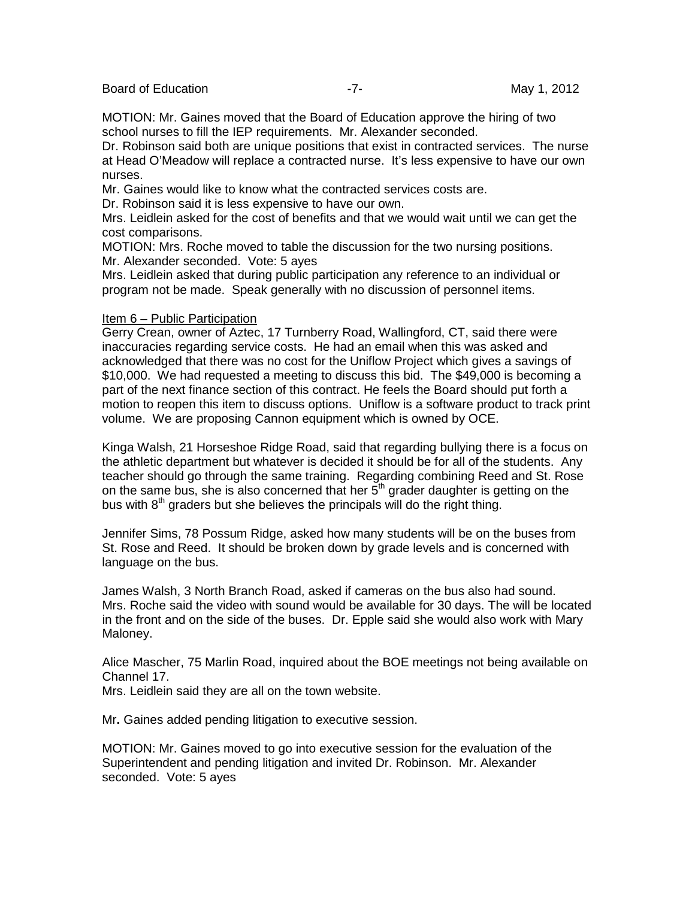MOTION: Mr. Gaines moved that the Board of Education approve the hiring of two school nurses to fill the IEP requirements. Mr. Alexander seconded.
Dr. Robinson said both are unique positions that exist in contracted services. The nurse at Head O'Meadow will replace a contracted nurse. It's less expensive to have our own nurses.
Mr. Gaines would like to know what the contracted services costs are.
Dr. Robinson said it is less expensive to have our own.
Mrs. Leidlein asked for the cost of benefits and that we would wait until we can get the cost comparisons.
MOTION: Mrs. Roche moved to table the discussion for the two nursing positions. Mr. Alexander seconded. Vote: 5 ayes
Mrs. Leidlein asked that during public participation any reference to an individual or program not be made. Speak generally with no discussion of personnel items.

Item 6 – Public Participation
Gerry Crean, owner of Aztec, 17 Turnberry Road, Wallingford, CT, said there were inaccuracies regarding service costs. He had an email when this was asked and acknowledged that there was no cost for the Uniflow Project which gives a savings of $10,000. We had requested a meeting to discuss this bid. The $49,000 is becoming a part of the next finance section of this contract. He feels the Board should put forth a motion to reopen this item to discuss options. Uniflow is a software product to track print volume. We are proposing Cannon equipment which is owned by OCE.

Kinga Walsh, 21 Horseshoe Ridge Road, said that regarding bullying there is a focus on the athletic department but whatever is decided it should be for all of the students. Any teacher should go through the same training. Regarding combining Reed and St. Rose on the same bus, she is also concerned that her 5th grader daughter is getting on the bus with 8th graders but she believes the principals will do the right thing.

Jennifer Sims, 78 Possum Ridge, asked how many students will be on the buses from St. Rose and Reed. It should be broken down by grade levels and is concerned with language on the bus.

James Walsh, 3 North Branch Road, asked if cameras on the bus also had sound. Mrs. Roche said the video with sound would be available for 30 days. The will be located in the front and on the side of the buses. Dr. Epple said she would also work with Mary Maloney.

Alice Mascher, 75 Marlin Road, inquired about the BOE meetings not being available on Channel 17.
Mrs. Leidlein said they are all on the town website.

Mr**.** Gaines added pending litigation to executive session.

MOTION: Mr. Gaines moved to go into executive session for the evaluation of the Superintendent and pending litigation and invited Dr. Robinson. Mr. Alexander seconded. Vote: 5 ayes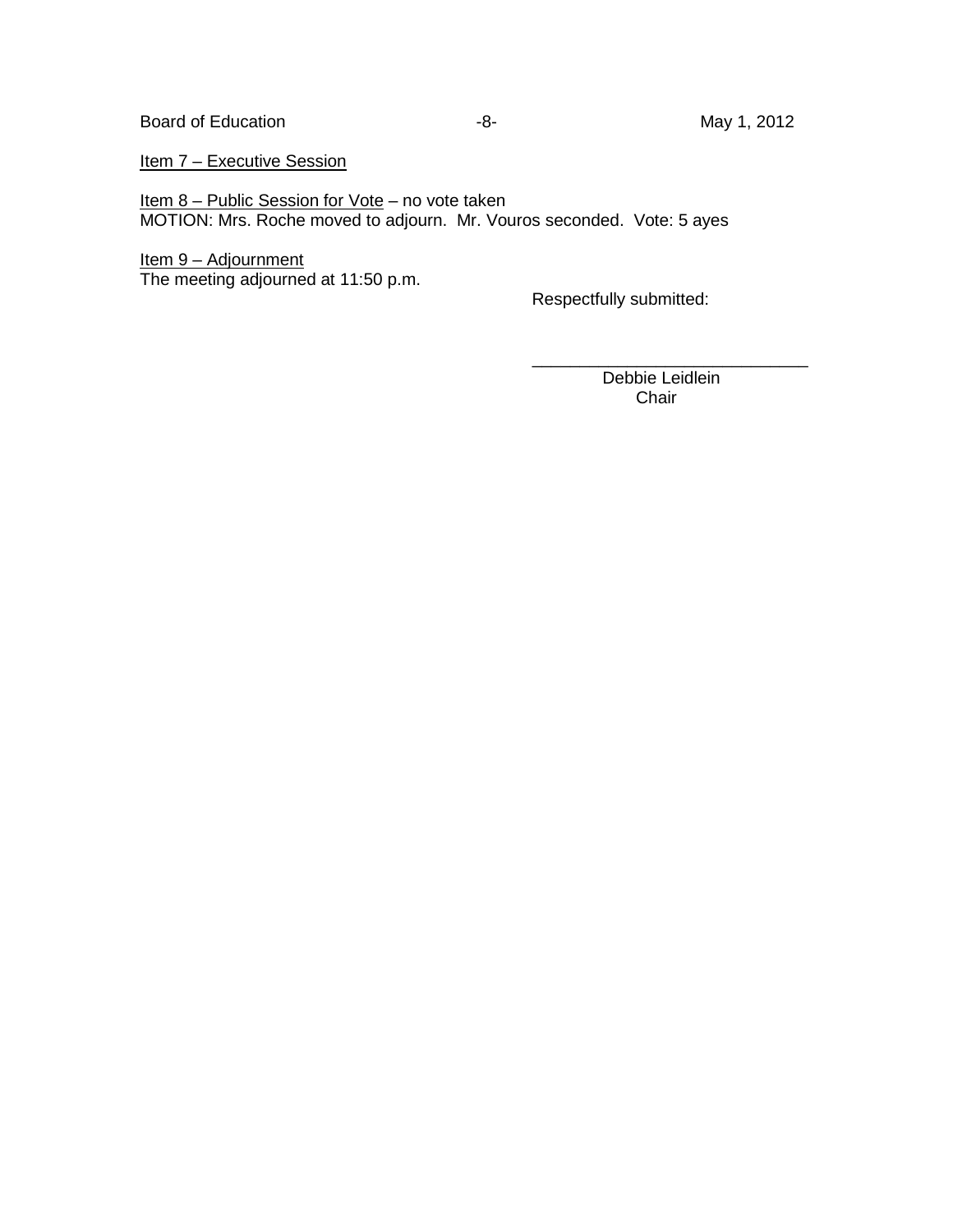<u>Item 7 – Executive Session</u>

<u>Item 8 – Public Session for Vote</u> – no vote taken
MOTION: Mrs. Roche moved to adjourn. Mr. Vouros seconded. Vote: 5 ayes

<u>Item 9 – Adjournment</u>
The meeting adjourned at 11:50 p.m.

Respectfully submitted:

\_\_\_\_\_\_\_\_\_\_\_\_\_\_\_\_\_\_\_\_\_\_\_\_\_\_\_\_\_\_
Debbie Leidlein
Chair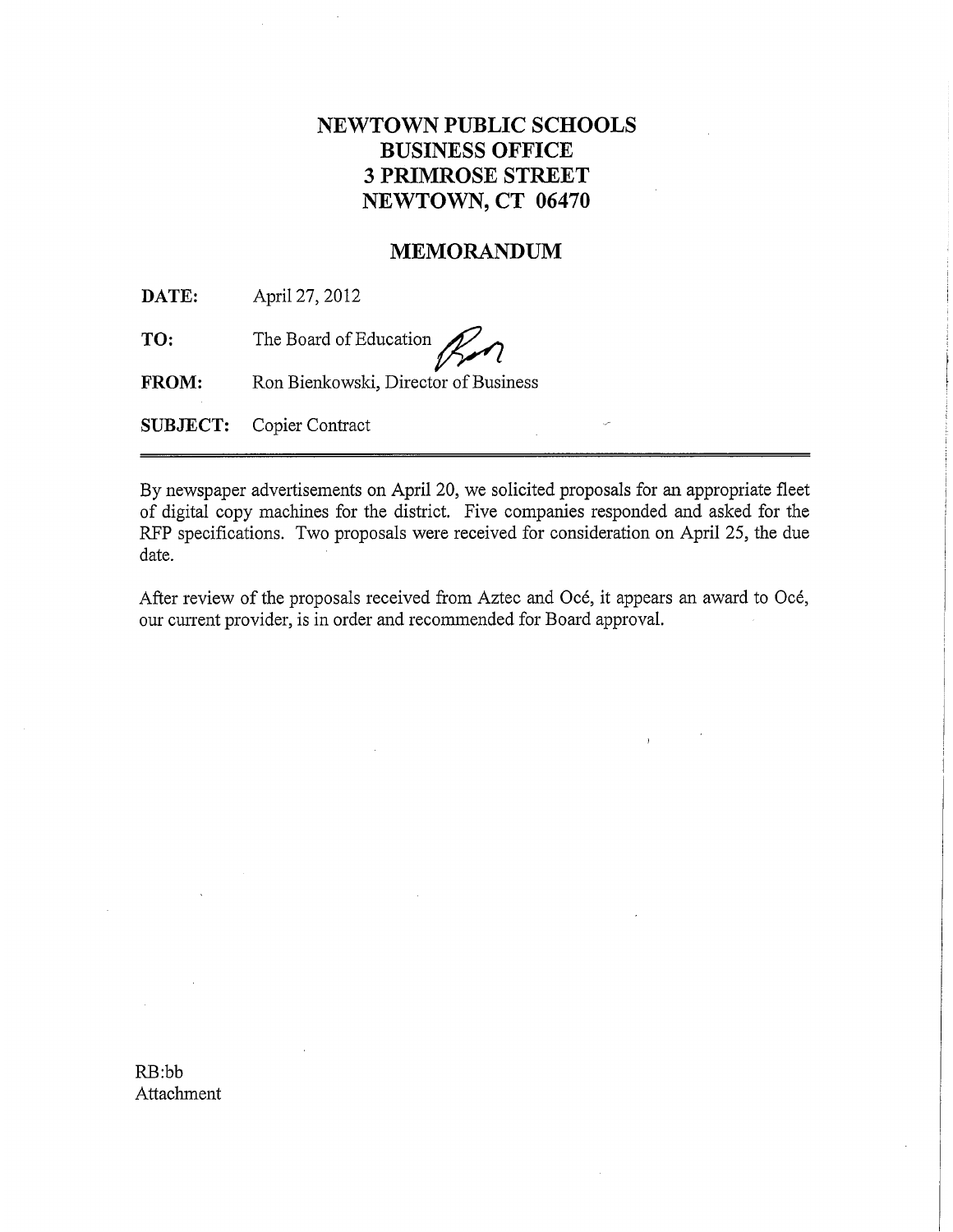# NEWTOWN PUBLIC SCHOOLS
# BUSINESS OFFICE
# 3 PRIMROSE STREET
# NEWTOWN, CT 06470

## MEMORANDUM

**DATE:** April 27, 2012

**TO:** The Board of Education

**FROM:** Ron Bienkowski, Director of Business

**SUBJECT:** Copier Contract

---

By newspaper advertisements on April 20, we solicited proposals for an appropriate fleet of digital copy machines for the district. Five companies responded and asked for the RFP specifications. Two proposals were received for consideration on April 25, the due date.

After review of the proposals received from Aztec and Océ, it appears an award to Océ, our current provider, is in order and recommended for Board approval.

RB:bb
Attachment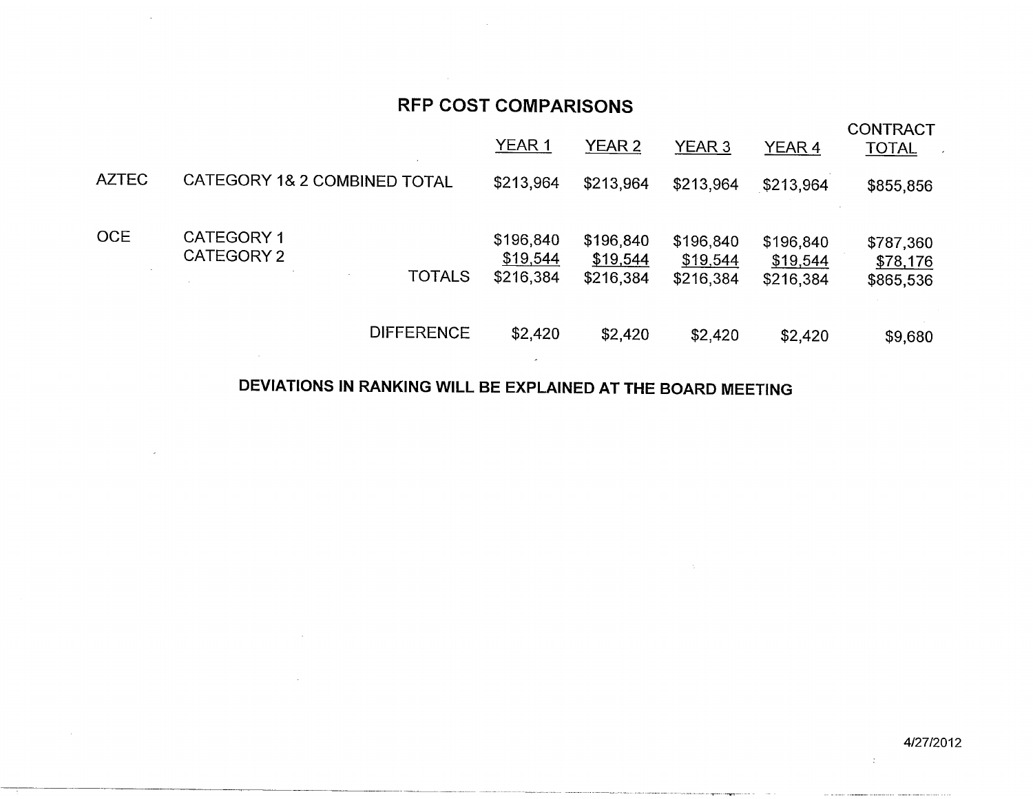# RFP COST COMPARISONS

| | | YEAR 1 | YEAR 2 | YEAR 3 | YEAR 4 | CONTRACT TOTAL |
|---|---|---|---|---|---|---|
| AZTEC | CATEGORY 1& 2 COMBINED TOTAL | $213,964 | $213,964 | $213,964 | $213,964 | $855,856 |
| OCE | CATEGORY 1 | $196,840 | $196,840 | $196,840 | $196,840 | $787,360 |
| | CATEGORY 2 | $19,544 | $19,544 | $19,544 | $19,544 | $78,176 |
| | TOTALS | $216,384 | $216,384 | $216,384 | $216,384 | $865,536 |
| | DIFFERENCE | $2,420 | $2,420 | $2,420 | $2,420 | $9,680 |

**DEVIATIONS IN RANKING WILL BE EXPLAINED AT THE BOARD MEETING**

4/27/2012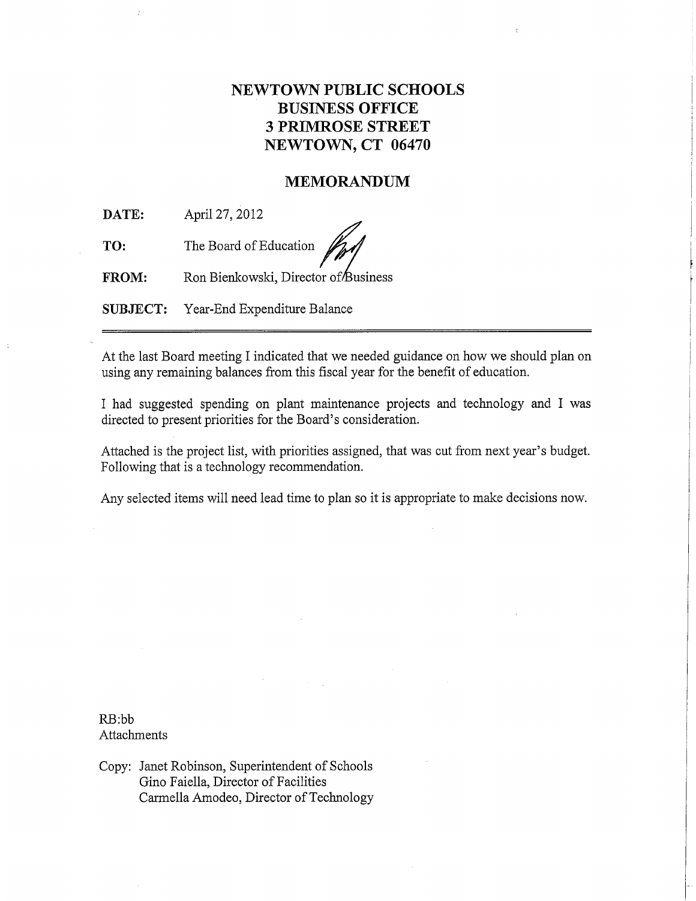# NEWTOWN PUBLIC SCHOOLS
# BUSINESS OFFICE
# 3 PRIMROSE STREET
# NEWTOWN, CT 06470

## MEMORANDUM

**DATE:** April 27, 2012

**TO:** The Board of Education

**FROM:** Ron Bienkowski, Director of Business

**SUBJECT:** Year-End Expenditure Balance

---

At the last Board meeting I indicated that we needed guidance on how we should plan on using any remaining balances from this fiscal year for the benefit of education.

I had suggested spending on plant maintenance projects and technology and I was directed to present priorities for the Board's consideration.

Attached is the project list, with priorities assigned, that was cut from next year's budget. Following that is a technology recommendation.

Any selected items will need lead time to plan so it is appropriate to make decisions now.

RB:bb
Attachments

Copy: Janet Robinson, Superintendent of Schools
Gino Faiella, Director of Facilities
Carmella Amodeo, Director of Technology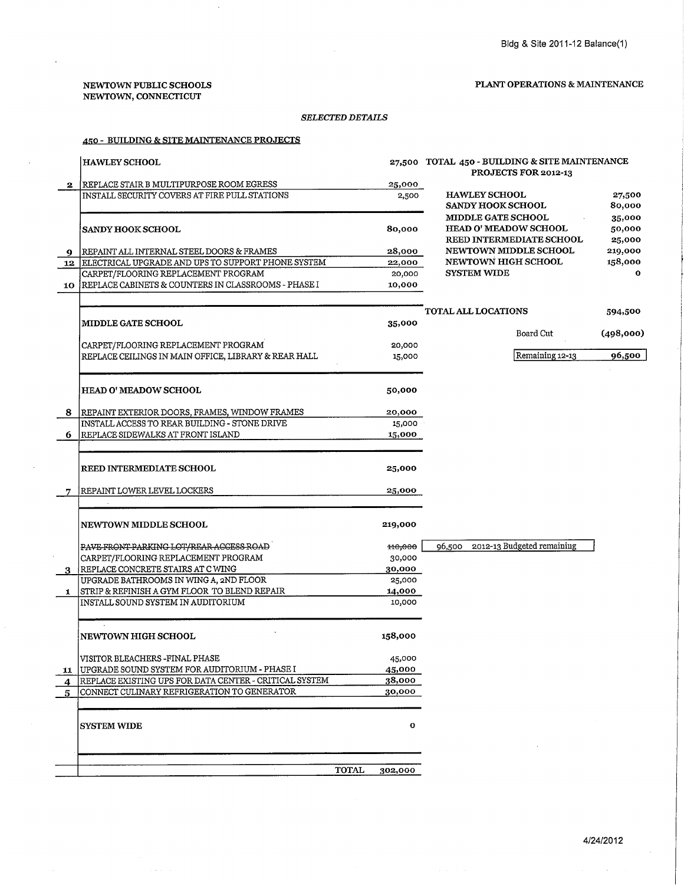NEWTOWN PUBLIC SCHOOLS
NEWTOWN, CONNECTICUT

PLANT OPERATIONS & MAINTENANCE

*SELECTED DETAILS*

**450 - BUILDING & SITE MAINTENANCE PROJECTS**

| | | |
|---|---|---|
| | **HAWLEY SCHOOL** | 27,500 |
| 2 | REPLACE STAIR B MULTIPURPOSE ROOM EGRESS | 25,000 |
| | INSTALL SECURITY COVERS AT FIRE PULL STATIONS | 2,500 |
| | **SANDY HOOK SCHOOL** | 80,000 |
| 9 | REPAINT ALL INTERNAL STEEL DOORS & FRAMES | 28,000 |
| 12 | ELECTRICAL UPGRADE AND UPS TO SUPPORT PHONE SYSTEM | 22,000 |
| | CARPET/FLOORING REPLACEMENT PROGRAM | 20,000 |
| 10 | REPLACE CABINETS & COUNTERS IN CLASSROOMS - PHASE I | 10,000 |
| | **MIDDLE GATE SCHOOL** | 35,000 |
| | CARPET/FLOORING REPLACEMENT PROGRAM | 20,000 |
| | REPLACE CEILINGS IN MAIN OFFICE, LIBRARY & REAR HALL | 15,000 |
| | **HEAD O' MEADOW SCHOOL** | 50,000 |
| 8 | REPAINT EXTERIOR DOORS, FRAMES, WINDOW FRAMES | 20,000 |
| | INSTALL ACCESS TO REAR BUILDING - STONE DRIVE | 15,000 |
| 6 | REPLACE SIDEWALKS AT FRONT ISLAND | 15,000 |
| | **REED INTERMEDIATE SCHOOL** | 25,000 |
| 7 | REPAINT LOWER LEVEL LOCKERS | 25,000 |
| | **NEWTOWN MIDDLE SCHOOL** | 219,000 |
| | ~~PAVE FRONT PARKING LOT/REAR ACCESS ROAD~~ | ~~110,000~~ |
| | CARPET/FLOORING REPLACEMENT PROGRAM | 30,000 |
| 3 | REPLACE CONCRETE STAIRS AT C WING | 30,000 |
| | UPGRADE BATHROOMS IN WING A, 2ND FLOOR | 25,000 |
| 1 | STRIP & REFINISH A GYM FLOOR TO BLEND REPAIR | 14,000 |
| | INSTALL SOUND SYSTEM IN AUDITORIUM | 10,000 |
| | **NEWTOWN HIGH SCHOOL** | 158,000 |
| | VISITOR BLEACHERS -FINAL PHASE | 45,000 |
| 11 | UPGRADE SOUND SYSTEM FOR AUDITORIUM - PHASE I | 45,000 |
| 4 | REPLACE EXISTING UPS FOR DATA CENTER - CRITICAL SYSTEM | 38,000 |
| 5 | CONNECT CULINARY REFRIGERATION TO GENERATOR | 30,000 |
| | **SYSTEM WIDE** | 0 |
| | TOTAL | 302,000 |

96,500 2012-13 Budgeted remaining

**TOTAL 450 - BUILDING & SITE MAINTENANCE PROJECTS FOR 2012-13**

| | |
|---|---|
| HAWLEY SCHOOL | 27,500 |
| SANDY HOOK SCHOOL | 80,000 |
| MIDDLE GATE SCHOOL | 35,000 |
| HEAD O' MEADOW SCHOOL | 50,000 |
| REED INTERMEDIATE SCHOOL | 25,000 |
| NEWTOWN MIDDLE SCHOOL | 219,000 |
| NEWTOWN HIGH SCHOOL | 158,000 |
| SYSTEM WIDE | 0 |
| **TOTAL ALL LOCATIONS** | **594,500** |
| Board Cut | (498,000) |
| Remaining 12-13 | 96,500 |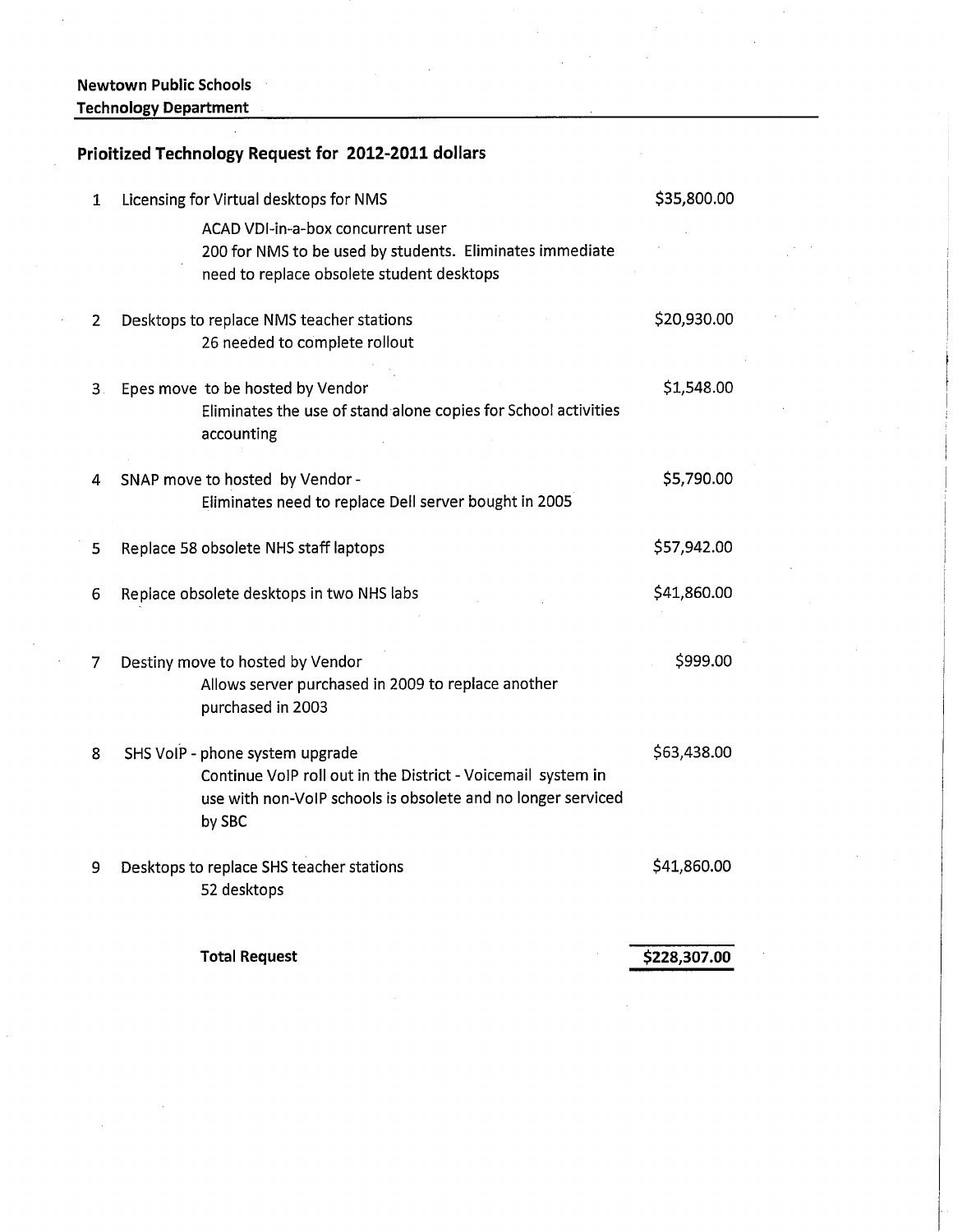**Newtown Public Schools**
**Technology Department**

## Prioitized Technology Request for 2012-2011 dollars

| # | Item | Amount |
|---|---|---|
| 1 | Licensing for Virtual desktops for NMS<br>ACAD VDI-in-a-box concurrent user<br>200 for NMS to be used by students. Eliminates immediate need to replace obsolete student desktops | $35,800.00 |
| 2 | Desktops to replace NMS teacher stations<br>26 needed to complete rollout | $20,930.00 |
| 3 | Epes move to be hosted by Vendor<br>Eliminates the use of stand alone copies for School activities accounting | $1,548.00 |
| 4 | SNAP move to hosted by Vendor -<br>Eliminates need to replace Dell server bought in 2005 | $5,790.00 |
| 5 | Replace 58 obsolete NHS staff laptops | $57,942.00 |
| 6 | Replace obsolete desktops in two NHS labs | $41,860.00 |
| 7 | Destiny move to hosted by Vendor<br>Allows server purchased in 2009 to replace another purchased in 2003 | $999.00 |
| 8 | SHS VoIP - phone system upgrade<br>Continue VoIP roll out in the District - Voicemail system in use with non-VoIP schools is obsolete and no longer serviced by SBC | $63,438.00 |
| 9 | Desktops to replace SHS teacher stations<br>52 desktops | $41,860.00 |
| | **Total Request** | **$228,307.00** |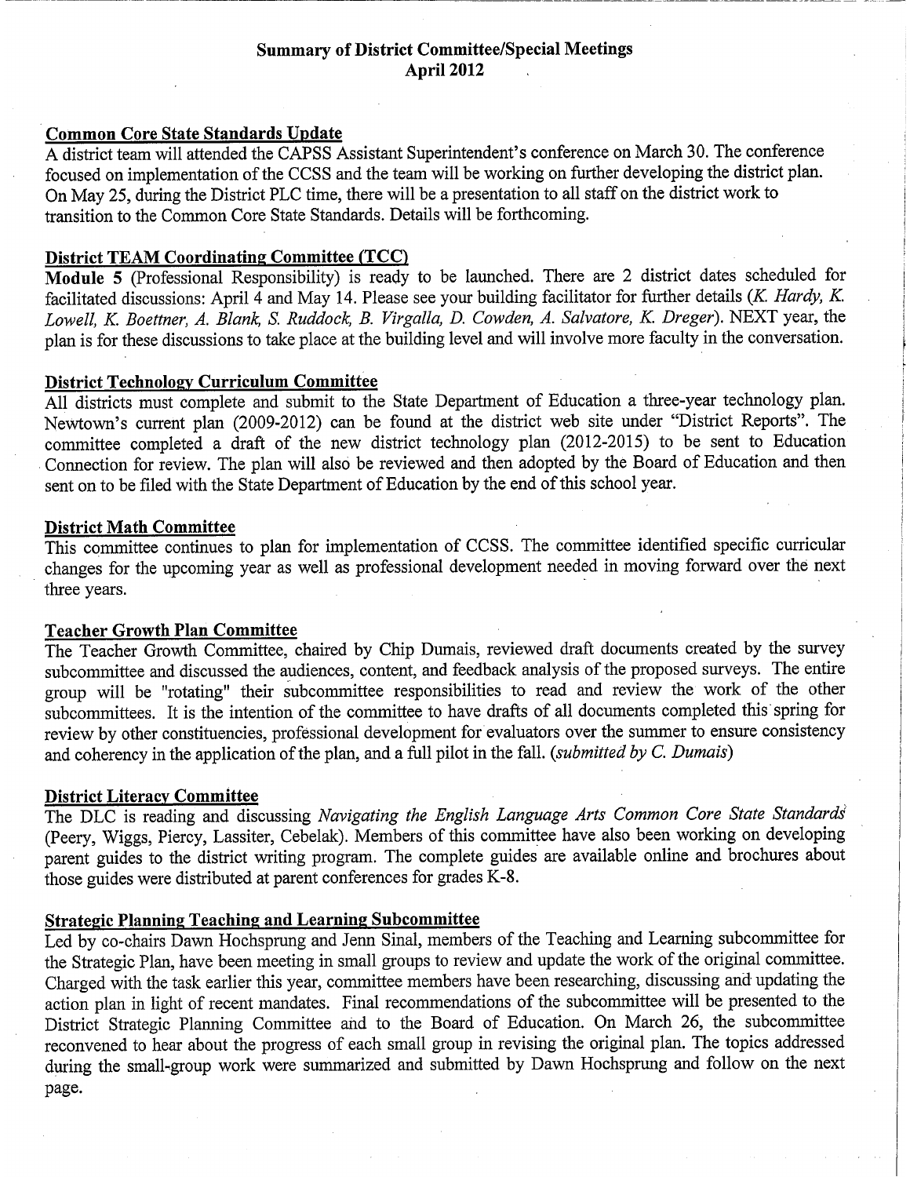**Summary of District Committee/Special Meetings**
**April 2012**

## Common Core State Standards Update

A district team will attended the CAPSS Assistant Superintendent's conference on March 30. The conference focused on implementation of the CCSS and the team will be working on further developing the district plan. On May 25, during the District PLC time, there will be a presentation to all staff on the district work to transition to the Common Core State Standards. Details will be forthcoming.

## District TEAM Coordinating Committee (TCC)

**Module 5** (Professional Responsibility) is ready to be launched. There are 2 district dates scheduled for facilitated discussions: April 4 and May 14. Please see your building facilitator for further details (*K. Hardy, K. Lowell, K. Boettner, A. Blank, S. Ruddock, B. Virgalla, D. Cowden, A. Salvatore, K. Dreger*). NEXT year, the plan is for these discussions to take place at the building level and will involve more faculty in the conversation.

## District Technology Curriculum Committee

All districts must complete and submit to the State Department of Education a three-year technology plan. Newtown's current plan (2009-2012) can be found at the district web site under "District Reports". The committee completed a draft of the new district technology plan (2012-2015) to be sent to Education Connection for review. The plan will also be reviewed and then adopted by the Board of Education and then sent on to be filed with the State Department of Education by the end of this school year.

## District Math Committee

This committee continues to plan for implementation of CCSS. The committee identified specific curricular changes for the upcoming year as well as professional development needed in moving forward over the next three years.

## Teacher Growth Plan Committee

The Teacher Growth Committee, chaired by Chip Dumais, reviewed draft documents created by the survey subcommittee and discussed the audiences, content, and feedback analysis of the proposed surveys. The entire group will be "rotating" their subcommittee responsibilities to read and review the work of the other subcommittees. It is the intention of the committee to have drafts of all documents completed this spring for review by other constituencies, professional development for evaluators over the summer to ensure consistency and coherency in the application of the plan, and a full pilot in the fall. (*submitted by C. Dumais*)

## District Literacy Committee

The DLC is reading and discussing *Navigating the English Language Arts Common Core State Standards* (Peery, Wiggs, Piercy, Lassiter, Cebelak). Members of this committee have also been working on developing parent guides to the district writing program. The complete guides are available online and brochures about those guides were distributed at parent conferences for grades K-8.

## Strategic Planning Teaching and Learning Subcommittee

Led by co-chairs Dawn Hochsprung and Jenn Sinal, members of the Teaching and Learning subcommittee for the Strategic Plan, have been meeting in small groups to review and update the work of the original committee. Charged with the task earlier this year, committee members have been researching, discussing and updating the action plan in light of recent mandates. Final recommendations of the subcommittee will be presented to the District Strategic Planning Committee and to the Board of Education. On March 26, the subcommittee reconvened to hear about the progress of each small group in revising the original plan. The topics addressed during the small-group work were summarized and submitted by Dawn Hochsprung and follow on the next page.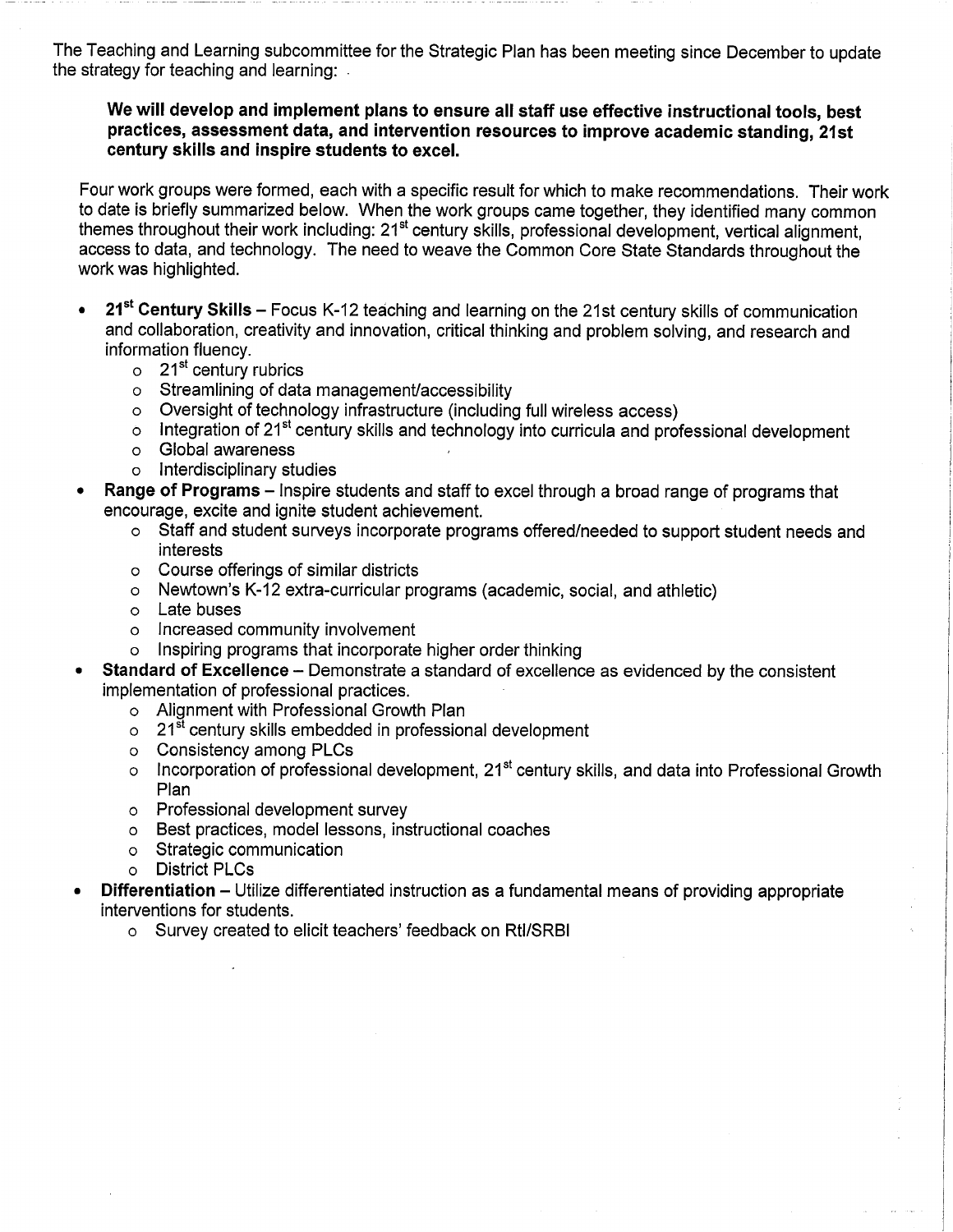The Teaching and Learning subcommittee for the Strategic Plan has been meeting since December to update the strategy for teaching and learning:

**We will develop and implement plans to ensure all staff use effective instructional tools, best practices, assessment data, and intervention resources to improve academic standing, 21st century skills and inspire students to excel.**

Four work groups were formed, each with a specific result for which to make recommendations. Their work to date is briefly summarized below. When the work groups came together, they identified many common themes throughout their work including: 21st century skills, professional development, vertical alignment, access to data, and technology. The need to weave the Common Core State Standards throughout the work was highlighted.

- **21st Century Skills** – Focus K-12 teaching and learning on the 21st century skills of communication and collaboration, creativity and innovation, critical thinking and problem solving, and research and information fluency.
  - 21st century rubrics
  - Streamlining of data management/accessibility
  - Oversight of technology infrastructure (including full wireless access)
  - Integration of 21st century skills and technology into curricula and professional development
  - Global awareness
  - Interdisciplinary studies
- **Range of Programs** – Inspire students and staff to excel through a broad range of programs that encourage, excite and ignite student achievement.
  - Staff and student surveys incorporate programs offered/needed to support student needs and interests
  - Course offerings of similar districts
  - Newtown's K-12 extra-curricular programs (academic, social, and athletic)
  - Late buses
  - Increased community involvement
  - Inspiring programs that incorporate higher order thinking
- **Standard of Excellence** – Demonstrate a standard of excellence as evidenced by the consistent implementation of professional practices.
  - Alignment with Professional Growth Plan
  - 21st century skills embedded in professional development
  - Consistency among PLCs
  - Incorporation of professional development, 21st century skills, and data into Professional Growth Plan
  - Professional development survey
  - Best practices, model lessons, instructional coaches
  - Strategic communication
  - District PLCs
- **Differentiation** – Utilize differentiated instruction as a fundamental means of providing appropriate interventions for students.
  - Survey created to elicit teachers' feedback on RtI/SRBI